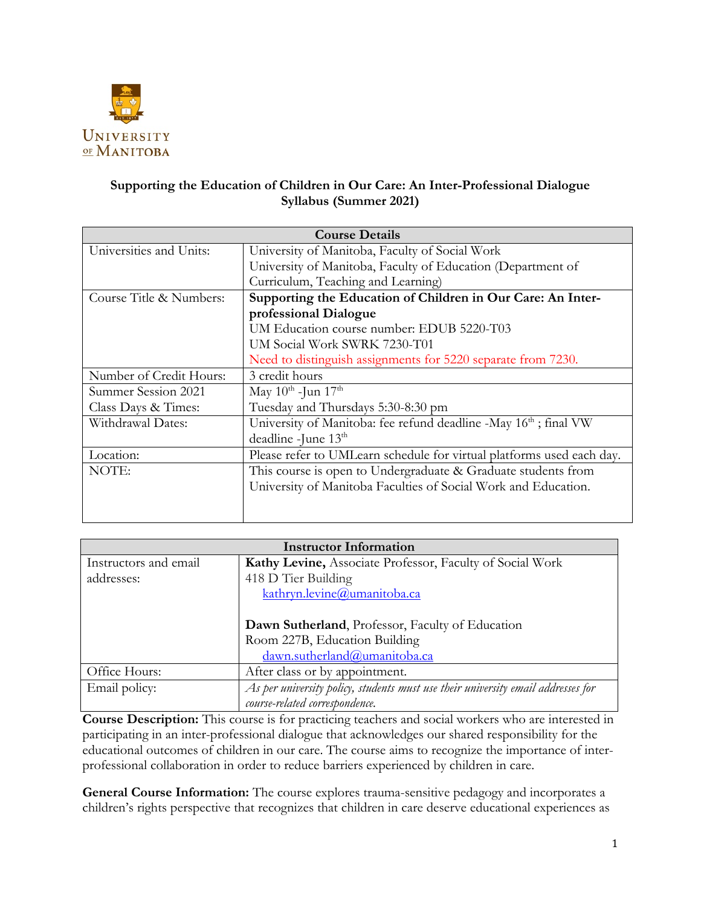**Supporting the Education of Children in Our Care: An Inter-Professional Dialogue**
**Syllabus (Summer 2021)**

| Course Details | |
|---|---|
| Universities and Units: | University of Manitoba, Faculty of Social Work<br>University of Manitoba, Faculty of Education (Department of Curriculum, Teaching and Learning) |
| Course Title & Numbers: | **Supporting the Education of Children in Our Care: An Inter-professional Dialogue**<br>UM Education course number: EDUB 5220-T03<br>UM Social Work SWRK 7230-T01<br>Need to distinguish assignments for 5220 separate from 7230. |
| Number of Credit Hours: | 3 credit hours |
| Summer Session 2021<br>Class Days & Times: | May 10th -Jun 17th<br>Tuesday and Thursdays 5:30-8:30 pm |
| Withdrawal Dates: | University of Manitoba: fee refund deadline -May 16th ; final VW deadline -June 13th |
| Location: | Please refer to UMLearn schedule for virtual platforms used each day. |
| NOTE: | This course is open to Undergraduate & Graduate students from University of Manitoba Faculties of Social Work and Education. |

| Instructor Information | |
|---|---|
| Instructors and email addresses: | **Kathy Levine,** Associate Professor, Faculty of Social Work<br>418 D Tier Building<br>kathryn.levine@umanitoba.ca<br><br>**Dawn Sutherland**, Professor, Faculty of Education<br>Room 227B, Education Building<br>dawn.sutherland@umanitoba.ca |
| Office Hours: | After class or by appointment. |
| Email policy: | *As per university policy, students must use their university email addresses for course-related correspondence.* |

**Course Description:** This course is for practicing teachers and social workers who are interested in participating in an inter-professional dialogue that acknowledges our shared responsibility for the educational outcomes of children in our care. The course aims to recognize the importance of inter-professional collaboration in order to reduce barriers experienced by children in care.

**General Course Information:** The course explores trauma-sensitive pedagogy and incorporates a children's rights perspective that recognizes that children in care deserve educational experiences as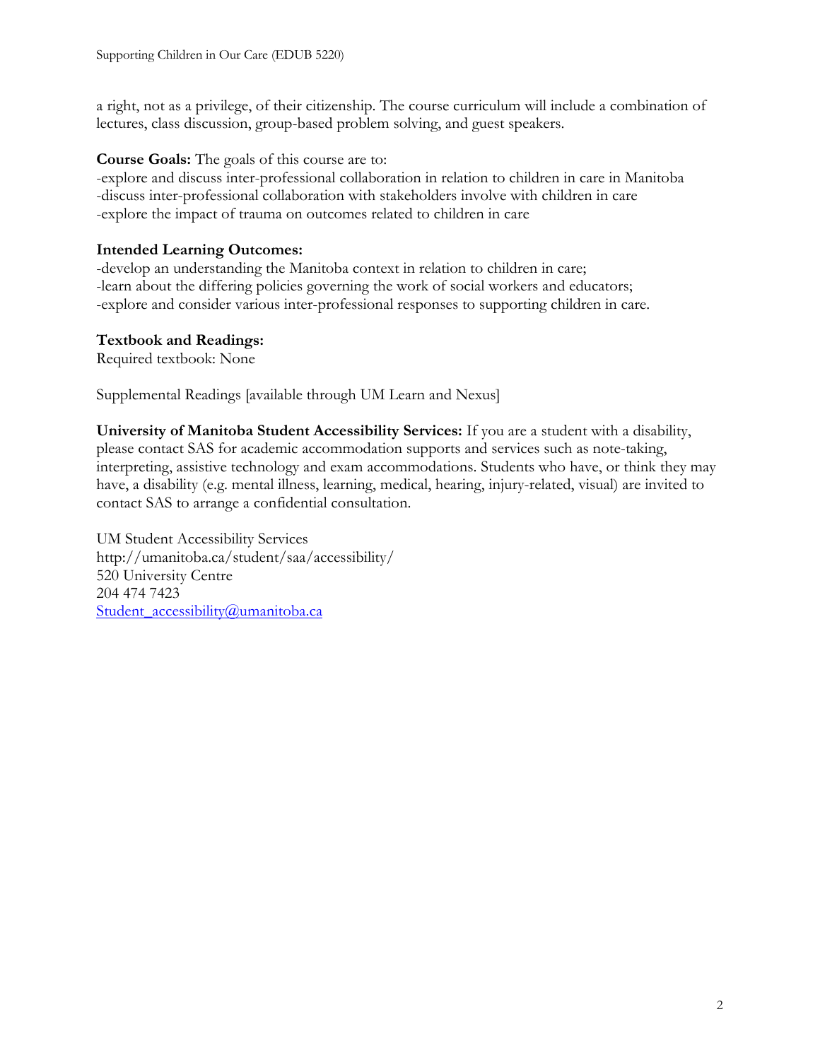a right, not as a privilege, of their citizenship. The course curriculum will include a combination of lectures, class discussion, group-based problem solving, and guest speakers.

**Course Goals:** The goals of this course are to:
-explore and discuss inter-professional collaboration in relation to children in care in Manitoba
-discuss inter-professional collaboration with stakeholders involve with children in care
-explore the impact of trauma on outcomes related to children in care

**Intended Learning Outcomes:**
-develop an understanding the Manitoba context in relation to children in care;
-learn about the differing policies governing the work of social workers and educators;
-explore and consider various inter-professional responses to supporting children in care.

**Textbook and Readings:**
Required textbook: None

Supplemental Readings [available through UM Learn and Nexus]

**University of Manitoba Student Accessibility Services:** If you are a student with a disability, please contact SAS for academic accommodation supports and services such as note-taking, interpreting, assistive technology and exam accommodations. Students who have, or think they may have, a disability (e.g. mental illness, learning, medical, hearing, injury-related, visual) are invited to contact SAS to arrange a confidential consultation.

UM Student Accessibility Services
http://umanitoba.ca/student/saa/accessibility/
520 University Centre
204 474 7423
Student_accessibility@umanitoba.ca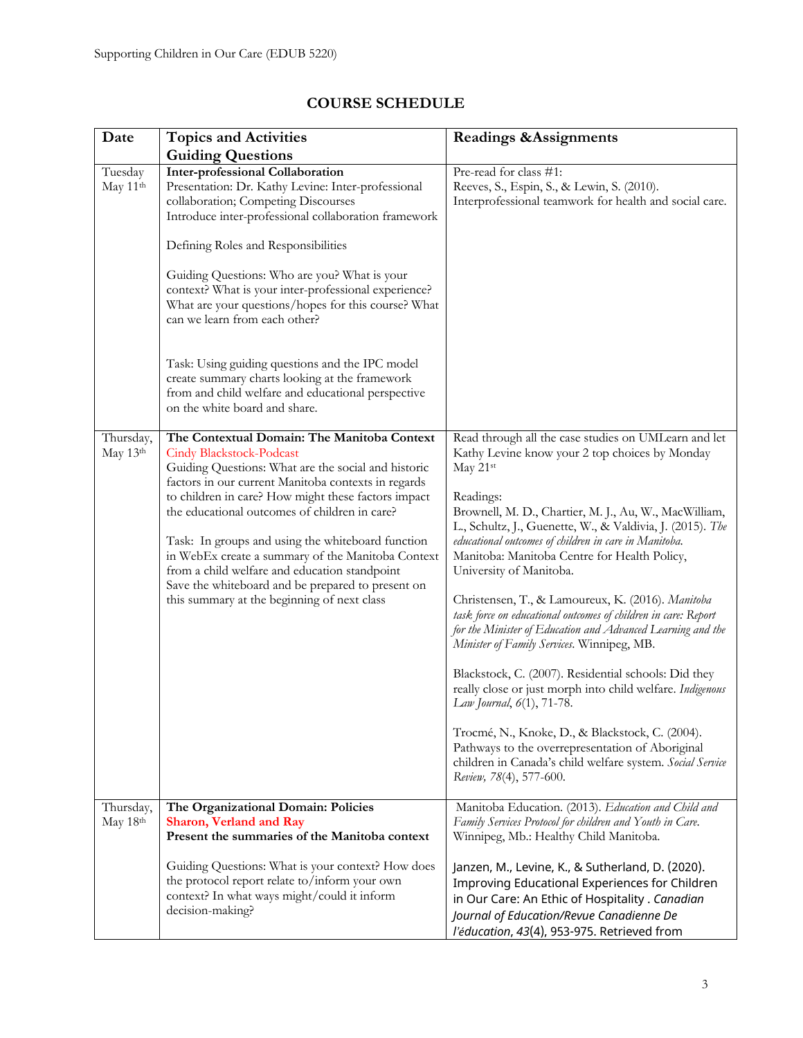# COURSE SCHEDULE

| Date | Topics and Activities<br>Guiding Questions | Readings &Assignments |
|---|---|---|
| Tuesday May 11th | **Inter-professional Collaboration**<br>Presentation: Dr. Kathy Levine: Inter-professional collaboration; Competing Discourses<br>Introduce inter-professional collaboration framework<br><br>Defining Roles and Responsibilities<br><br>Guiding Questions: Who are you? What is your context? What is your inter-professional experience? What are your questions/hopes for this course? What can we learn from each other?<br><br>Task: Using guiding questions and the IPC model create summary charts looking at the framework from and child welfare and educational perspective on the white board and share. | Pre-read for class #1:<br>Reeves, S., Espin, S., & Lewin, S. (2010). Interprofessional teamwork for health and social care. |
| Thursday, May 13th | **The Contextual Domain: The Manitoba Context**<br>Cindy Blackstock-Podcast<br>Guiding Questions: What are the social and historic factors in our current Manitoba contexts in regards to children in care? How might these factors impact the educational outcomes of children in care?<br><br>Task: In groups and using the whiteboard function in WebEx create a summary of the Manitoba Context from a child welfare and education standpoint<br>Save the whiteboard and be prepared to present on this summary at the beginning of next class | Read through all the case studies on UMLearn and let Kathy Levine know your 2 top choices by Monday May 21st<br><br>Readings:<br>Brownell, M. D., Chartier, M. J., Au, W., MacWilliam, L., Schultz, J., Guenette, W., & Valdivia, J. (2015). *The educational outcomes of children in care in Manitoba.* Manitoba: Manitoba Centre for Health Policy, University of Manitoba.<br><br>Christensen, T., & Lamoureux, K. (2016). *Manitoba task force on educational outcomes of children in care: Report for the Minister of Education and Advanced Learning and the Minister of Family Services.* Winnipeg, MB.<br><br>Blackstock, C. (2007). Residential schools: Did they really close or just morph into child welfare. *Indigenous Law Journal*, *6*(1), 71-78.<br><br>Trocmé, N., Knoke, D., & Blackstock, C. (2004). Pathways to the overrepresentation of Aboriginal children in Canada's child welfare system. *Social Service Review, 78*(4), 577-600. |
| Thursday, May 18th | **The Organizational Domain: Policies**<br>**Sharon, Verland and Ray**<br>**Present the summaries of the Manitoba context**<br><br>Guiding Questions: What is your context? How does the protocol report relate to/inform your own context? In what ways might/could it inform decision-making? | Manitoba Education. (2013). *Education and Child and Family Services Protocol for children and Youth in Care.* Winnipeg, Mb.: Healthy Child Manitoba.<br><br>Janzen, M., Levine, K., & Sutherland, D. (2020). Improving Educational Experiences for Children in Our Care: An Ethic of Hospitality . *Canadian Journal of Education/Revue Canadienne De l'éducation*, *43*(4), 953-975. Retrieved from |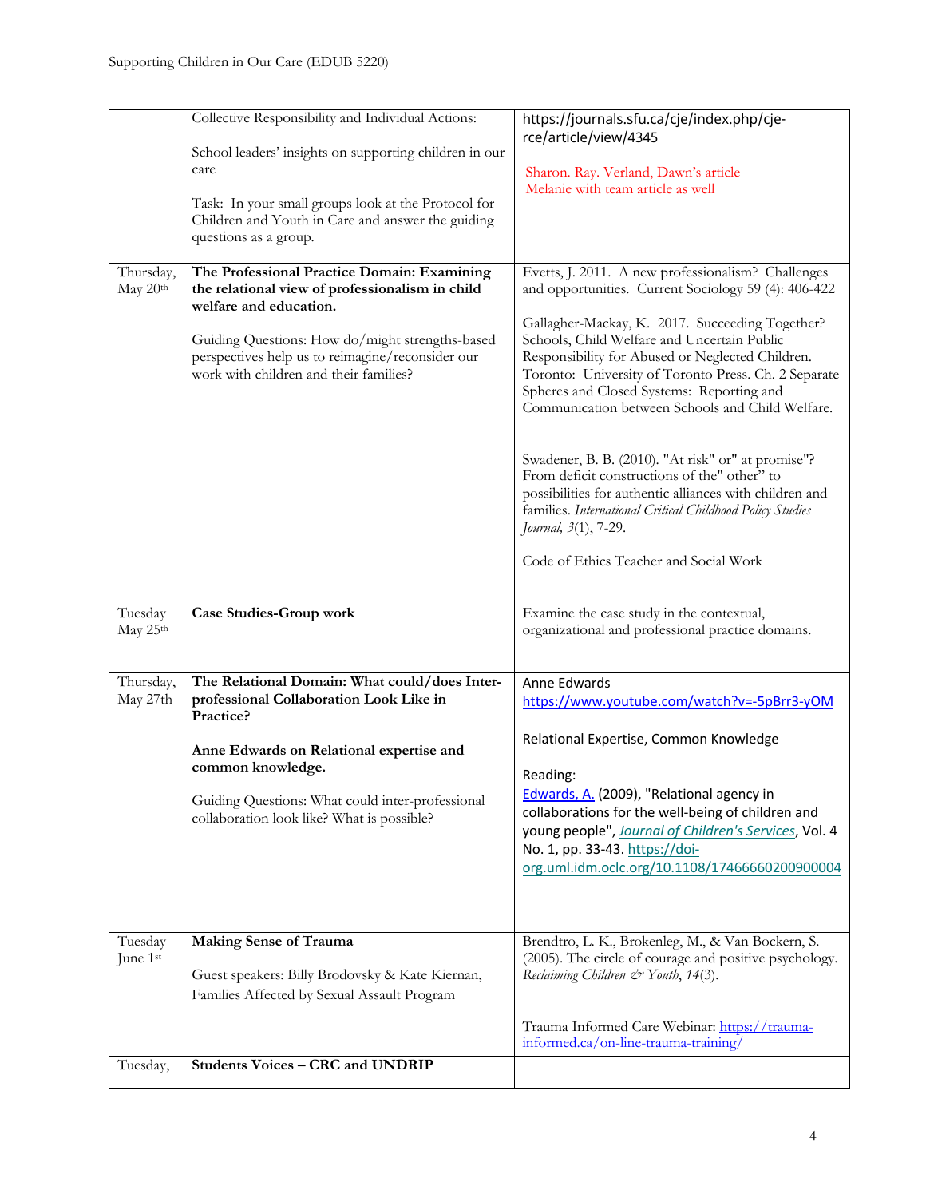| | | |
|---|---|---|
| | Collective Responsibility and Individual Actions:<br><br>School leaders' insights on supporting children in our care<br><br>Task: In your small groups look at the Protocol for Children and Youth in Care and answer the guiding questions as a group. | https://journals.sfu.ca/cje/index.php/cje-rce/article/view/4345<br><br>Sharon. Ray. Verland, Dawn's article<br>Melanie with team article as well |
| Thursday, May 20th | **The Professional Practice Domain: Examining the relational view of professionalism in child welfare and education.**<br><br>Guiding Questions: How do/might strengths-based perspectives help us to reimagine/reconsider our work with children and their families? | Evetts, J. 2011. A new professionalism? Challenges and opportunities. Current Sociology 59 (4): 406-422<br><br>Gallagher-Mackay, K. 2017. Succeeding Together? Schools, Child Welfare and Uncertain Public Responsibility for Abused or Neglected Children. Toronto: University of Toronto Press. Ch. 2 Separate Spheres and Closed Systems: Reporting and Communication between Schools and Child Welfare.<br><br>Swadener, B. B. (2010). "At risk" or" at promise"? From deficit constructions of the" other" to possibilities for authentic alliances with children and families. *International Critical Childhood Policy Studies Journal, 3*(1), 7-29.<br><br>Code of Ethics Teacher and Social Work |
| Tuesday May 25th | **Case Studies-Group work** | Examine the case study in the contextual, organizational and professional practice domains. |
| Thursday, May 27th | **The Relational Domain: What could/does Inter-professional Collaboration Look Like in Practice?**<br><br>**Anne Edwards on Relational expertise and common knowledge.**<br><br>Guiding Questions: What could inter-professional collaboration look like? What is possible? | Anne Edwards<br>https://www.youtube.com/watch?v=-5pBrr3-yOM<br><br>Relational Expertise, Common Knowledge<br><br>Reading:<br>Edwards, A. (2009), "Relational agency in collaborations for the well-being of children and young people", *Journal of Children's Services*, Vol. 4 No. 1, pp. 33-43. https://doi-org.uml.idm.oclc.org/10.1108/17466660200900004 |
| Tuesday June 1st | **Making Sense of Trauma**<br><br>Guest speakers: Billy Brodovsky & Kate Kiernan, Families Affected by Sexual Assault Program | Brendtro, L. K., Brokenleg, M., & Van Bockern, S. (2005). The circle of courage and positive psychology. *Reclaiming Children & Youth, 14*(3).<br><br>Trauma Informed Care Webinar: https://trauma-informed.ca/on-line-trauma-training/ |
| Tuesday, | **Students Voices – CRC and UNDRIP** | |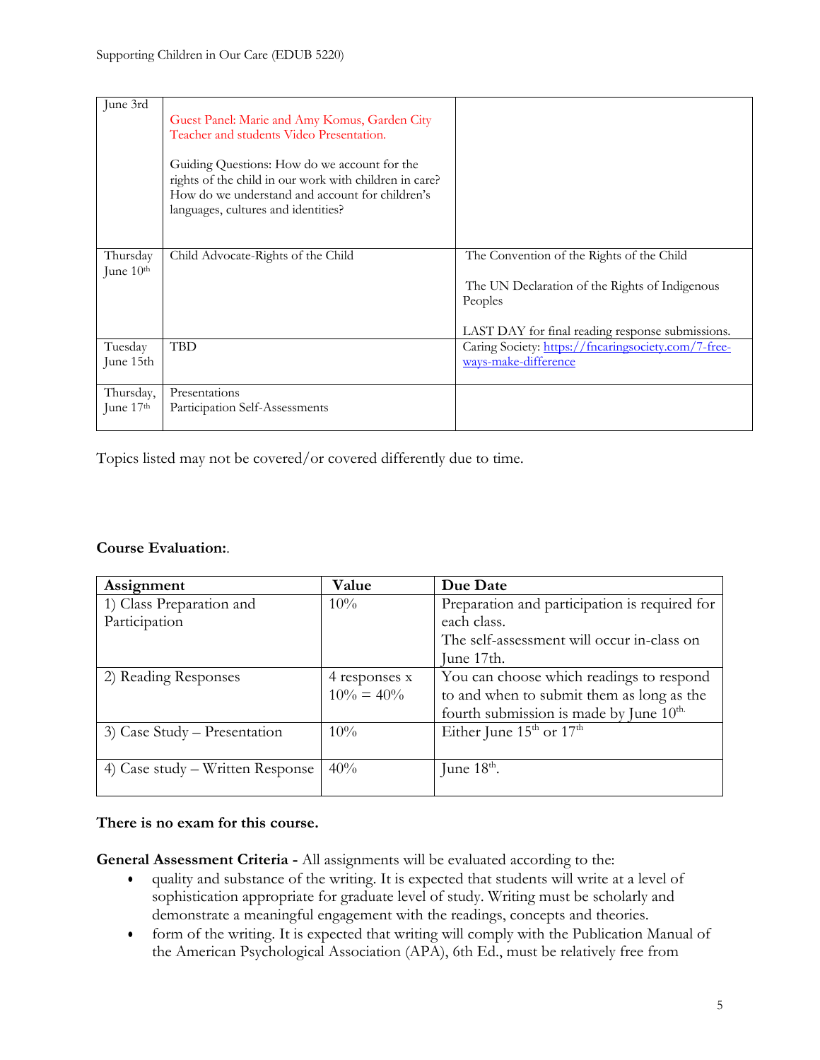| | | |
|---|---|---|
| June 3rd | Guest Panel: Marie and Amy Komus, Garden City Teacher and students Video Presentation.<br><br>Guiding Questions: How do we account for the rights of the child in our work with children in care? How do we understand and account for children's languages, cultures and identities? | |
| Thursday June 10th | Child Advocate-Rights of the Child | The Convention of the Rights of the Child<br><br>The UN Declaration of the Rights of Indigenous Peoples<br><br>LAST DAY for final reading response submissions. |
| Tuesday June 15th | TBD | Caring Society: [https://fncaringsociety.com/7-free-ways-make-difference](https://fncaringsociety.com/7-free-ways-make-difference) |
| Thursday, June 17th | Presentations<br>Participation Self-Assessments | |

Topics listed may not be covered/or covered differently due to time.

**Course Evaluation:**.

| Assignment | Value | Due Date |
|---|---|---|
| 1) Class Preparation and Participation | 10% | Preparation and participation is required for each class.<br>The self-assessment will occur in-class on June 17th. |
| 2) Reading Responses | 4 responses x 10% = 40% | You can choose which readings to respond to and when to submit them as long as the fourth submission is made by June 10th. |
| 3) Case Study – Presentation | 10% | Either June 15th or 17th |
| 4) Case study – Written Response | 40% | June 18th. |

**There is no exam for this course.**

**General Assessment Criteria -** All assignments will be evaluated according to the:

- quality and substance of the writing. It is expected that students will write at a level of sophistication appropriate for graduate level of study. Writing must be scholarly and demonstrate a meaningful engagement with the readings, concepts and theories.
- form of the writing. It is expected that writing will comply with the Publication Manual of the American Psychological Association (APA), 6th Ed., must be relatively free from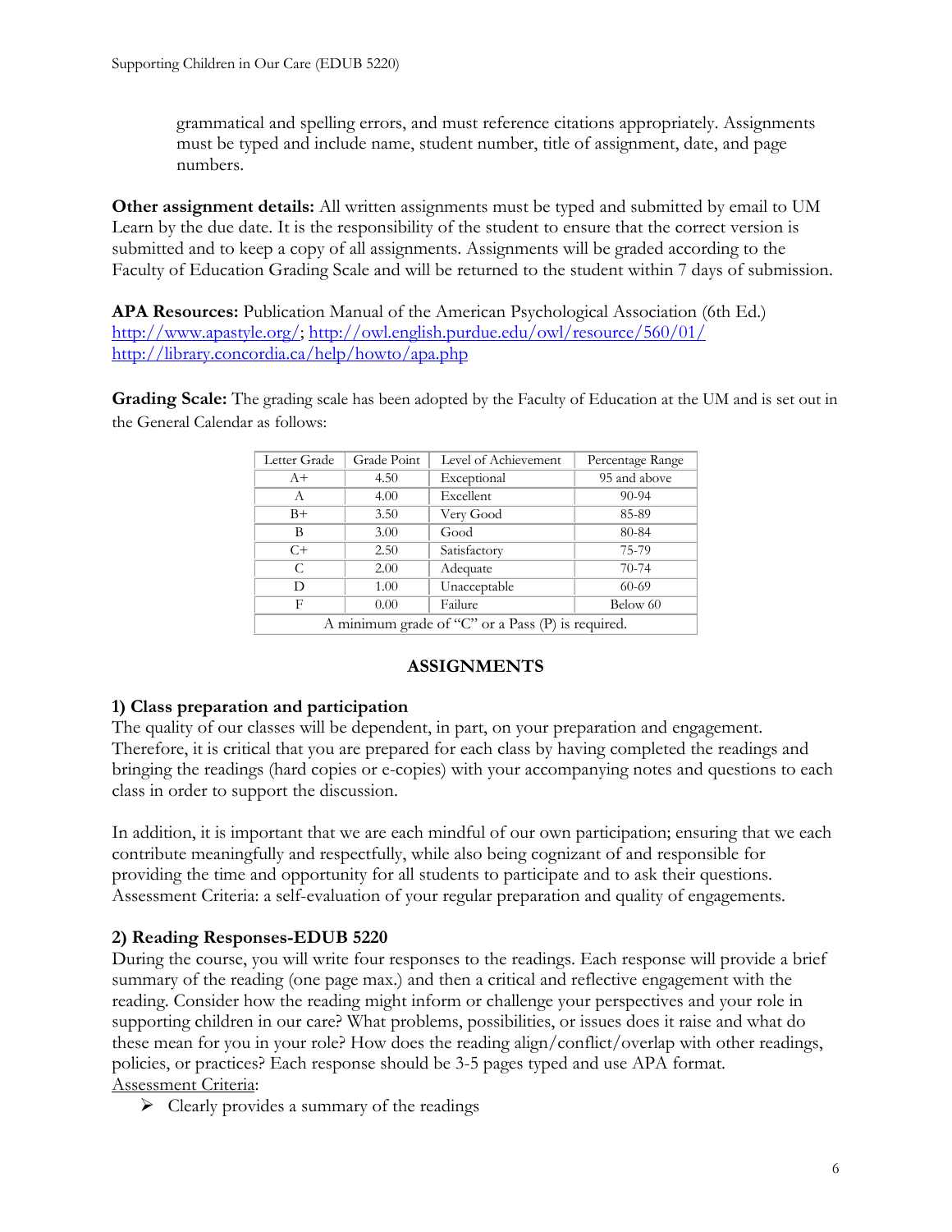grammatical and spelling errors, and must reference citations appropriately. Assignments must be typed and include name, student number, title of assignment, date, and page numbers.

**Other assignment details:** All written assignments must be typed and submitted by email to UM Learn by the due date. It is the responsibility of the student to ensure that the correct version is submitted and to keep a copy of all assignments. Assignments will be graded according to the Faculty of Education Grading Scale and will be returned to the student within 7 days of submission.

**APA Resources:** Publication Manual of the American Psychological Association (6th Ed.)
http://www.apastyle.org/; http://owl.english.purdue.edu/owl/resource/560/01/
http://library.concordia.ca/help/howto/apa.php

**Grading Scale:** The grading scale has been adopted by the Faculty of Education at the UM and is set out in the General Calendar as follows:

| Letter Grade | Grade Point | Level of Achievement | Percentage Range |
|---|---|---|---|
| A+ | 4.50 | Exceptional | 95 and above |
| A | 4.00 | Excellent | 90-94 |
| B+ | 3.50 | Very Good | 85-89 |
| B | 3.00 | Good | 80-84 |
| C+ | 2.50 | Satisfactory | 75-79 |
| C | 2.00 | Adequate | 70-74 |
| D | 1.00 | Unacceptable | 60-69 |
| F | 0.00 | Failure | Below 60 |
| A minimum grade of "C" or a Pass (P) is required. | | | |

## ASSIGNMENTS

### 1) Class preparation and participation

The quality of our classes will be dependent, in part, on your preparation and engagement. Therefore, it is critical that you are prepared for each class by having completed the readings and bringing the readings (hard copies or e-copies) with your accompanying notes and questions to each class in order to support the discussion.

In addition, it is important that we are each mindful of our own participation; ensuring that we each contribute meaningfully and respectfully, while also being cognizant of and responsible for providing the time and opportunity for all students to participate and to ask their questions. Assessment Criteria: a self-evaluation of your regular preparation and quality of engagements.

### 2) Reading Responses-EDUB 5220

During the course, you will write four responses to the readings. Each response will provide a brief summary of the reading (one page max.) and then a critical and reflective engagement with the reading. Consider how the reading might inform or challenge your perspectives and your role in supporting children in our care? What problems, possibilities, or issues does it raise and what do these mean for you in your role? How does the reading align/conflict/overlap with other readings, policies, or practices? Each response should be 3-5 pages typed and use APA format.

Assessment Criteria:

- Clearly provides a summary of the readings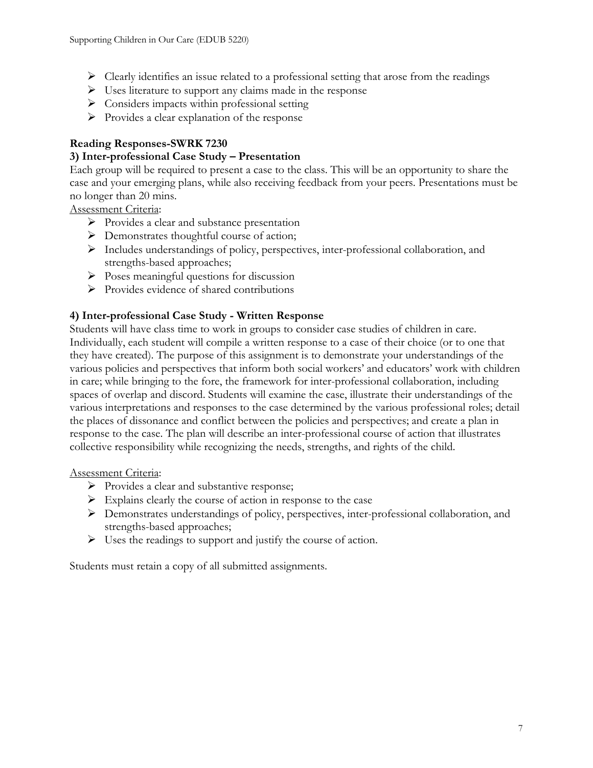- Clearly identifies an issue related to a professional setting that arose from the readings
- Uses literature to support any claims made in the response
- Considers impacts within professional setting
- Provides a clear explanation of the response

**Reading Responses-SWRK 7230**

**3) Inter-professional Case Study – Presentation**

Each group will be required to present a case to the class. This will be an opportunity to share the case and your emerging plans, while also receiving feedback from your peers. Presentations must be no longer than 20 mins.

Assessment Criteria:

- Provides a clear and substance presentation
- Demonstrates thoughtful course of action;
- Includes understandings of policy, perspectives, inter-professional collaboration, and strengths-based approaches;
- Poses meaningful questions for discussion
- Provides evidence of shared contributions

**4) Inter-professional Case Study - Written Response**

Students will have class time to work in groups to consider case studies of children in care. Individually, each student will compile a written response to a case of their choice (or to one that they have created). The purpose of this assignment is to demonstrate your understandings of the various policies and perspectives that inform both social workers' and educators' work with children in care; while bringing to the fore, the framework for inter-professional collaboration, including spaces of overlap and discord. Students will examine the case, illustrate their understandings of the various interpretations and responses to the case determined by the various professional roles; detail the places of dissonance and conflict between the policies and perspectives; and create a plan in response to the case. The plan will describe an inter-professional course of action that illustrates collective responsibility while recognizing the needs, strengths, and rights of the child.

Assessment Criteria:

- Provides a clear and substantive response;
- Explains clearly the course of action in response to the case
- Demonstrates understandings of policy, perspectives, inter-professional collaboration, and strengths-based approaches;
- Uses the readings to support and justify the course of action.

Students must retain a copy of all submitted assignments.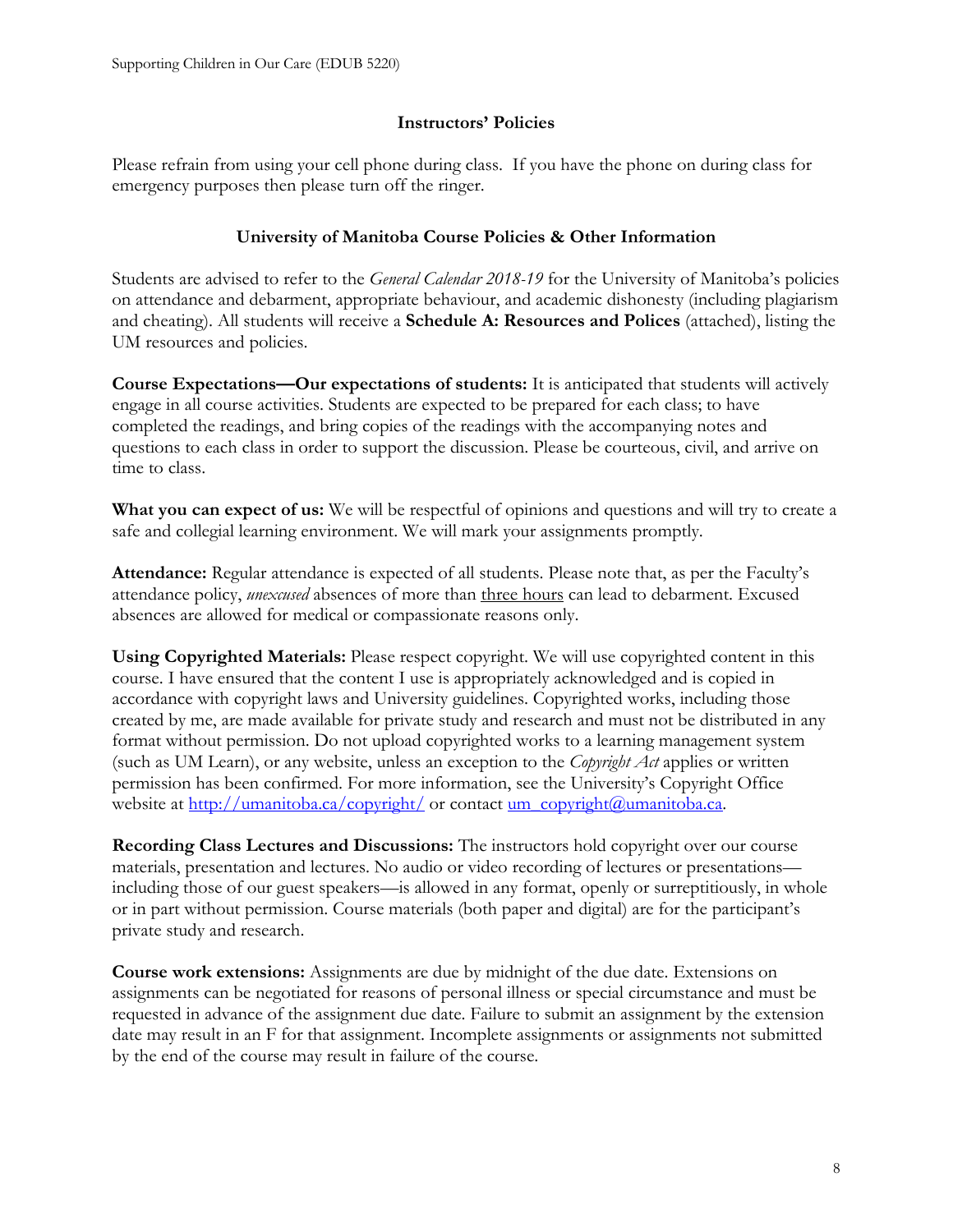## Instructors' Policies

Please refrain from using your cell phone during class. If you have the phone on during class for emergency purposes then please turn off the ringer.

## University of Manitoba Course Policies & Other Information

Students are advised to refer to the *General Calendar 2018-19* for the University of Manitoba's policies on attendance and debarment, appropriate behaviour, and academic dishonesty (including plagiarism and cheating). All students will receive a **Schedule A: Resources and Polices** (attached), listing the UM resources and policies.

**Course Expectations—Our expectations of students:** It is anticipated that students will actively engage in all course activities. Students are expected to be prepared for each class; to have completed the readings, and bring copies of the readings with the accompanying notes and questions to each class in order to support the discussion. Please be courteous, civil, and arrive on time to class.

**What you can expect of us:** We will be respectful of opinions and questions and will try to create a safe and collegial learning environment. We will mark your assignments promptly.

**Attendance:** Regular attendance is expected of all students. Please note that, as per the Faculty's attendance policy, *unexcused* absences of more than three hours can lead to debarment. Excused absences are allowed for medical or compassionate reasons only.

**Using Copyrighted Materials:** Please respect copyright. We will use copyrighted content in this course. I have ensured that the content I use is appropriately acknowledged and is copied in accordance with copyright laws and University guidelines. Copyrighted works, including those created by me, are made available for private study and research and must not be distributed in any format without permission. Do not upload copyrighted works to a learning management system (such as UM Learn), or any website, unless an exception to the *Copyright Act* applies or written permission has been confirmed. For more information, see the University's Copyright Office website at http://umanitoba.ca/copyright/ or contact um_copyright@umanitoba.ca.

**Recording Class Lectures and Discussions:** The instructors hold copyright over our course materials, presentation and lectures. No audio or video recording of lectures or presentations—including those of our guest speakers—is allowed in any format, openly or surreptitiously, in whole or in part without permission. Course materials (both paper and digital) are for the participant's private study and research.

**Course work extensions:** Assignments are due by midnight of the due date. Extensions on assignments can be negotiated for reasons of personal illness or special circumstance and must be requested in advance of the assignment due date. Failure to submit an assignment by the extension date may result in an F for that assignment. Incomplete assignments or assignments not submitted by the end of the course may result in failure of the course.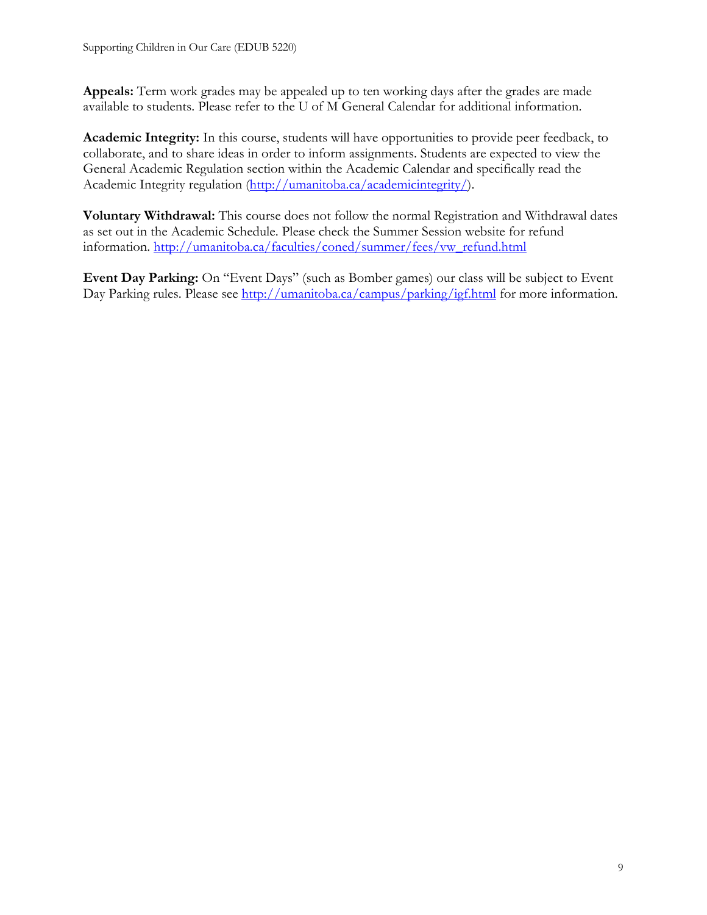**Appeals:** Term work grades may be appealed up to ten working days after the grades are made available to students. Please refer to the U of M General Calendar for additional information.

**Academic Integrity:** In this course, students will have opportunities to provide peer feedback, to collaborate, and to share ideas in order to inform assignments. Students are expected to view the General Academic Regulation section within the Academic Calendar and specifically read the Academic Integrity regulation (http://umanitoba.ca/academicintegrity/).

**Voluntary Withdrawal:** This course does not follow the normal Registration and Withdrawal dates as set out in the Academic Schedule. Please check the Summer Session website for refund information. http://umanitoba.ca/faculties/coned/summer/fees/vw_refund.html

**Event Day Parking:** On "Event Days" (such as Bomber games) our class will be subject to Event Day Parking rules. Please see http://umanitoba.ca/campus/parking/igf.html for more information.